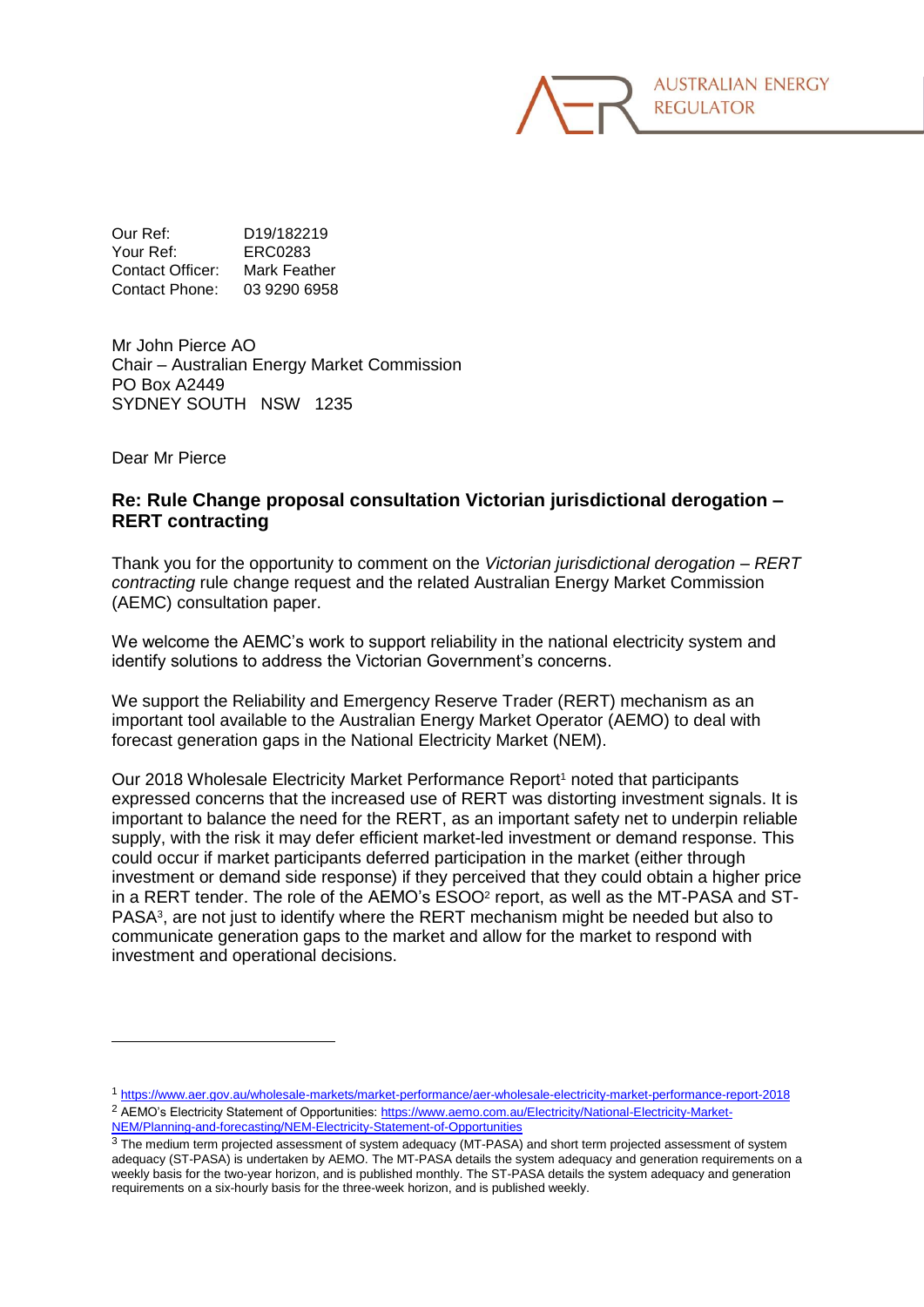Our Ref: D19/182219
Your Ref: ERC0283
Contact Officer: Mark Feather
Contact Phone: 03 9290 6958

Mr John Pierce AO
Chair – Australian Energy Market Commission
PO Box A2449
SYDNEY SOUTH NSW 1235

Dear Mr Pierce

## Re: Rule Change proposal consultation Victorian jurisdictional derogation – RERT contracting

Thank you for the opportunity to comment on the *Victorian jurisdictional derogation – RERT contracting* rule change request and the related Australian Energy Market Commission (AEMC) consultation paper.

We welcome the AEMC's work to support reliability in the national electricity system and identify solutions to address the Victorian Government's concerns.

We support the Reliability and Emergency Reserve Trader (RERT) mechanism as an important tool available to the Australian Energy Market Operator (AEMO) to deal with forecast generation gaps in the National Electricity Market (NEM).

Our 2018 Wholesale Electricity Market Performance Report[1] noted that participants expressed concerns that the increased use of RERT was distorting investment signals. It is important to balance the need for the RERT, as an important safety net to underpin reliable supply, with the risk it may defer efficient market-led investment or demand response. This could occur if market participants deferred participation in the market (either through investment or demand side response) if they perceived that they could obtain a higher price in a RERT tender. The role of the AEMO's ESOO[2] report, as well as the MT-PASA and ST-PASA[3], are not just to identify where the RERT mechanism might be needed but also to communicate generation gaps to the market and allow for the market to respond with investment and operational decisions.

---

[1] https://www.aer.gov.au/wholesale-markets/market-performance/aer-wholesale-electricity-market-performance-report-2018

[2] AEMO's Electricity Statement of Opportunities: https://www.aemo.com.au/Electricity/National-Electricity-Market-NEM/Planning-and-forecasting/NEM-Electricity-Statement-of-Opportunities

[3] The medium term projected assessment of system adequacy (MT-PASA) and short term projected assessment of system adequacy (ST-PASA) is undertaken by AEMO. The MT-PASA details the system adequacy and generation requirements on a weekly basis for the two-year horizon, and is published monthly. The ST-PASA details the system adequacy and generation requirements on a six-hourly basis for the three-week horizon, and is published weekly.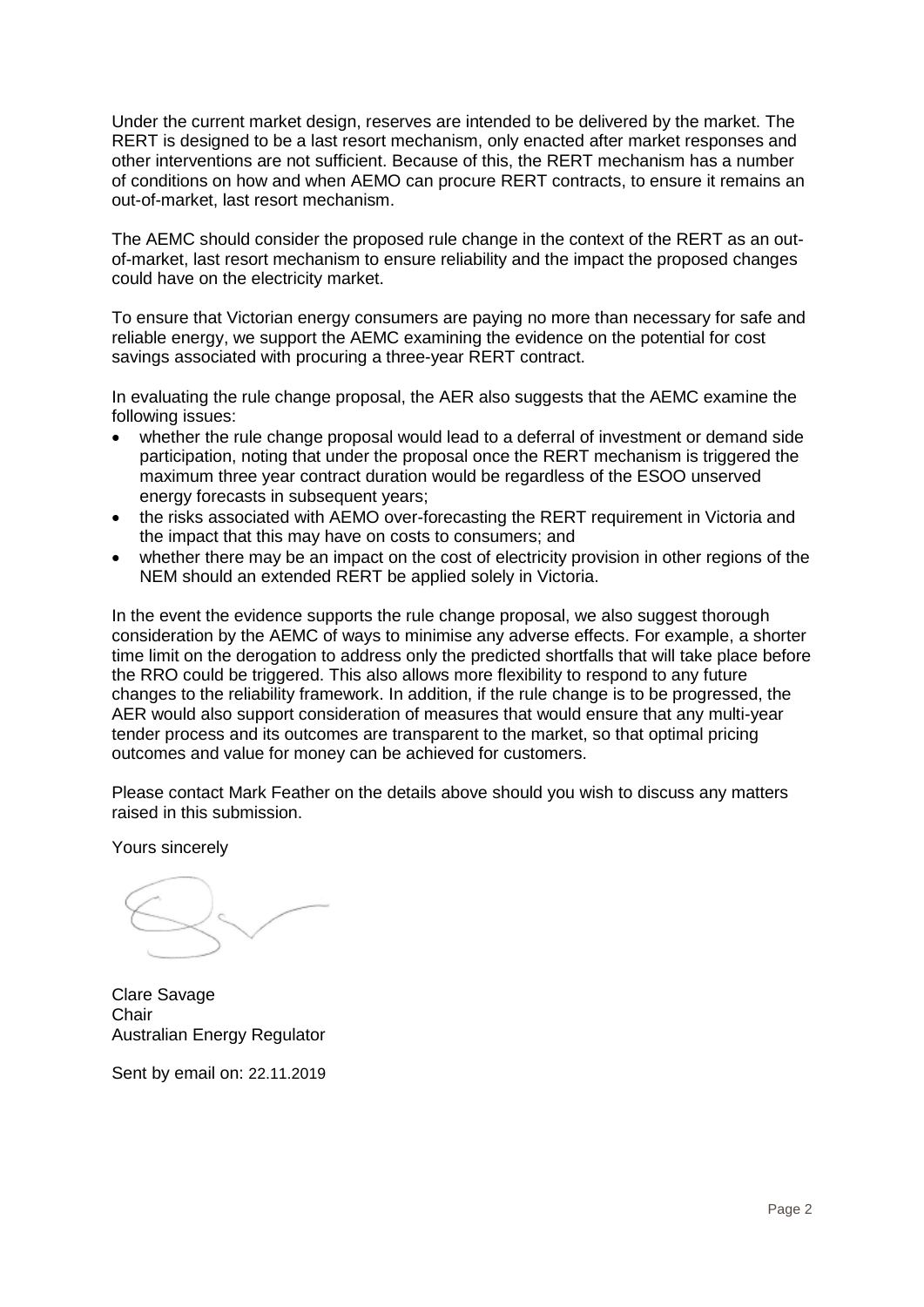Under the current market design, reserves are intended to be delivered by the market. The RERT is designed to be a last resort mechanism, only enacted after market responses and other interventions are not sufficient. Because of this, the RERT mechanism has a number of conditions on how and when AEMO can procure RERT contracts, to ensure it remains an out-of-market, last resort mechanism.

The AEMC should consider the proposed rule change in the context of the RERT as an out-of-market, last resort mechanism to ensure reliability and the impact the proposed changes could have on the electricity market.

To ensure that Victorian energy consumers are paying no more than necessary for safe and reliable energy, we support the AEMC examining the evidence on the potential for cost savings associated with procuring a three-year RERT contract.

In evaluating the rule change proposal, the AER also suggests that the AEMC examine the following issues:

- whether the rule change proposal would lead to a deferral of investment or demand side participation, noting that under the proposal once the RERT mechanism is triggered the maximum three year contract duration would be regardless of the ESOO unserved energy forecasts in subsequent years;
- the risks associated with AEMO over-forecasting the RERT requirement in Victoria and the impact that this may have on costs to consumers; and
- whether there may be an impact on the cost of electricity provision in other regions of the NEM should an extended RERT be applied solely in Victoria.

In the event the evidence supports the rule change proposal, we also suggest thorough consideration by the AEMC of ways to minimise any adverse effects. For example, a shorter time limit on the derogation to address only the predicted shortfalls that will take place before the RRO could be triggered. This also allows more flexibility to respond to any future changes to the reliability framework. In addition, if the rule change is to be progressed, the AER would also support consideration of measures that would ensure that any multi-year tender process and its outcomes are transparent to the market, so that optimal pricing outcomes and value for money can be achieved for customers.

Please contact Mark Feather on the details above should you wish to discuss any matters raised in this submission.

Yours sincerely

Clare Savage
Chair
Australian Energy Regulator

Sent by email on: 22.11.2019